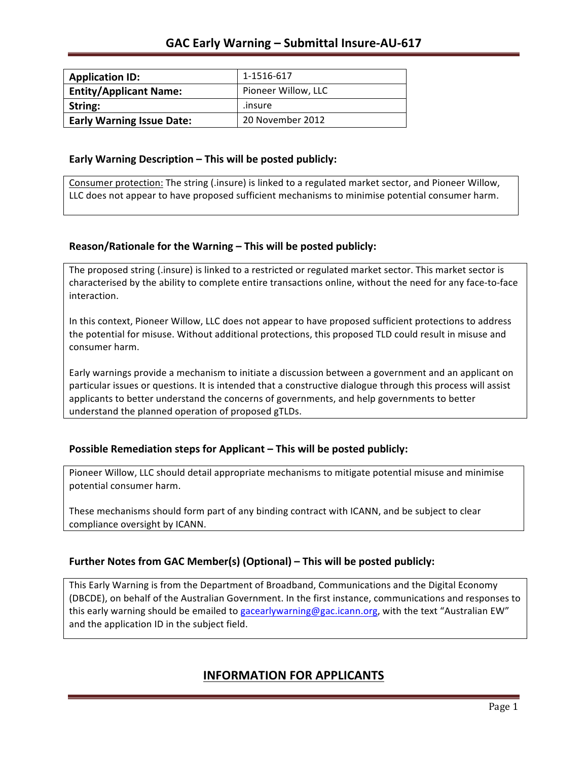# GAC Early Warning – Submittal Insure-AU-617

| **Application ID:** | 1-1516-617 |
|---|---|
| **Entity/Applicant Name:** | Pioneer Willow, LLC |
| **String:** | .insure |
| **Early Warning Issue Date:** | 20 November 2012 |

### Early Warning Description – This will be posted publicly:

Consumer protection: The string (.insure) is linked to a regulated market sector, and Pioneer Willow, LLC does not appear to have proposed sufficient mechanisms to minimise potential consumer harm.

### Reason/Rationale for the Warning – This will be posted publicly:

The proposed string (.insure) is linked to a restricted or regulated market sector. This market sector is characterised by the ability to complete entire transactions online, without the need for any face-to-face interaction.

In this context, Pioneer Willow, LLC does not appear to have proposed sufficient protections to address the potential for misuse. Without additional protections, this proposed TLD could result in misuse and consumer harm.

Early warnings provide a mechanism to initiate a discussion between a government and an applicant on particular issues or questions. It is intended that a constructive dialogue through this process will assist applicants to better understand the concerns of governments, and help governments to better understand the planned operation of proposed gTLDs.

### Possible Remediation steps for Applicant – This will be posted publicly:

Pioneer Willow, LLC should detail appropriate mechanisms to mitigate potential misuse and minimise potential consumer harm.

These mechanisms should form part of any binding contract with ICANN, and be subject to clear compliance oversight by ICANN.

### Further Notes from GAC Member(s) (Optional) – This will be posted publicly:

This Early Warning is from the Department of Broadband, Communications and the Digital Economy (DBCDE), on behalf of the Australian Government. In the first instance, communications and responses to this early warning should be emailed to gacearlywarning@gac.icann.org, with the text "Australian EW" and the application ID in the subject field.

## INFORMATION FOR APPLICANTS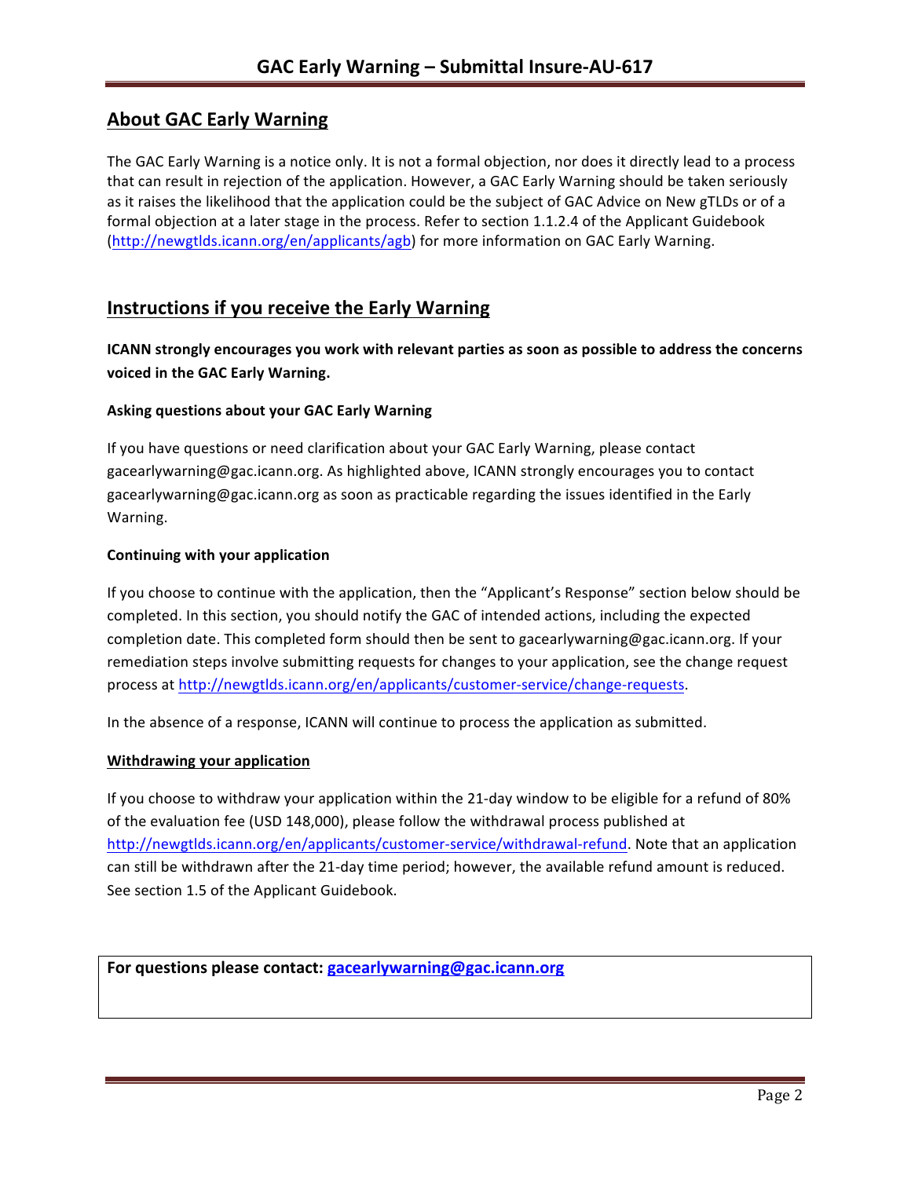## About GAC Early Warning

The GAC Early Warning is a notice only. It is not a formal objection, nor does it directly lead to a process that can result in rejection of the application. However, a GAC Early Warning should be taken seriously as it raises the likelihood that the application could be the subject of GAC Advice on New gTLDs or of a formal objection at a later stage in the process. Refer to section 1.1.2.4 of the Applicant Guidebook (http://newgtlds.icann.org/en/applicants/agb) for more information on GAC Early Warning.

## Instructions if you receive the Early Warning

**ICANN strongly encourages you work with relevant parties as soon as possible to address the concerns voiced in the GAC Early Warning.**

### Asking questions about your GAC Early Warning

If you have questions or need clarification about your GAC Early Warning, please contact gacearlywarning@gac.icann.org. As highlighted above, ICANN strongly encourages you to contact gacearlywarning@gac.icann.org as soon as practicable regarding the issues identified in the Early Warning.

### Continuing with your application

If you choose to continue with the application, then the "Applicant's Response" section below should be completed. In this section, you should notify the GAC of intended actions, including the expected completion date. This completed form should then be sent to gacearlywarning@gac.icann.org. If your remediation steps involve submitting requests for changes to your application, see the change request process at http://newgtlds.icann.org/en/applicants/customer-service/change-requests.

In the absence of a response, ICANN will continue to process the application as submitted.

### Withdrawing your application

If you choose to withdraw your application within the 21-day window to be eligible for a refund of 80% of the evaluation fee (USD 148,000), please follow the withdrawal process published at http://newgtlds.icann.org/en/applicants/customer-service/withdrawal-refund. Note that an application can still be withdrawn after the 21-day time period; however, the available refund amount is reduced. See section 1.5 of the Applicant Guidebook.

**For questions please contact: gacearlywarning@gac.icann.org**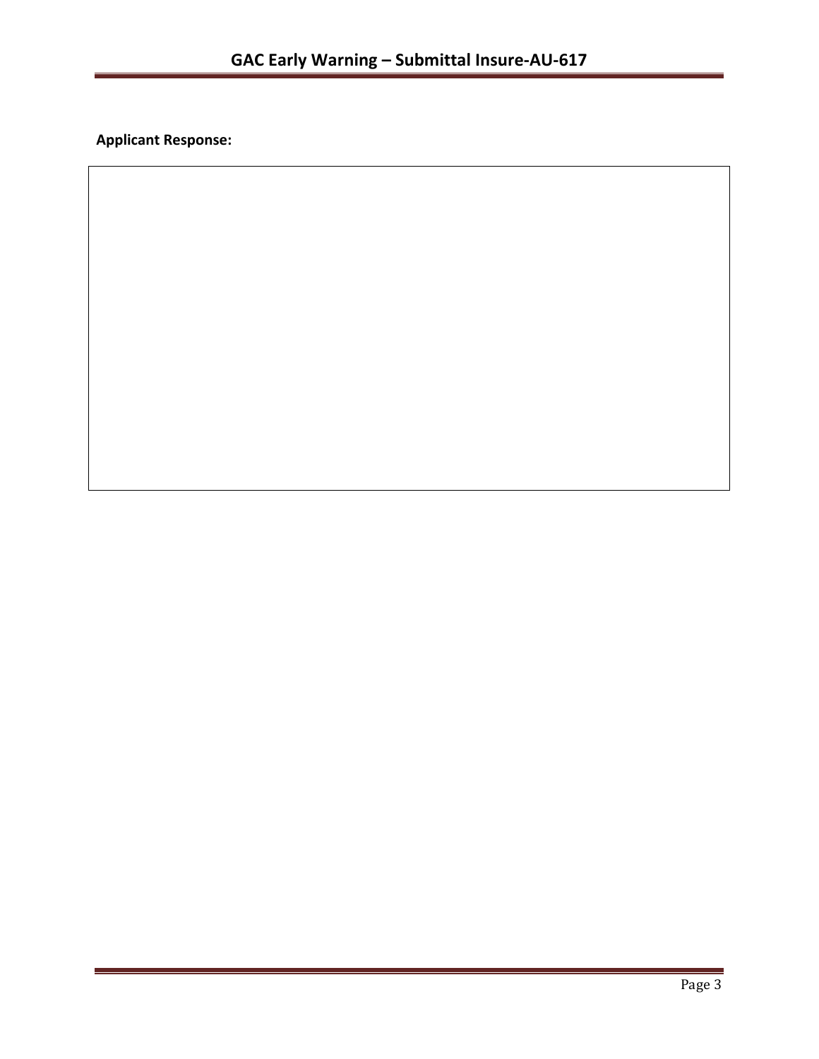**Applicant Response:**